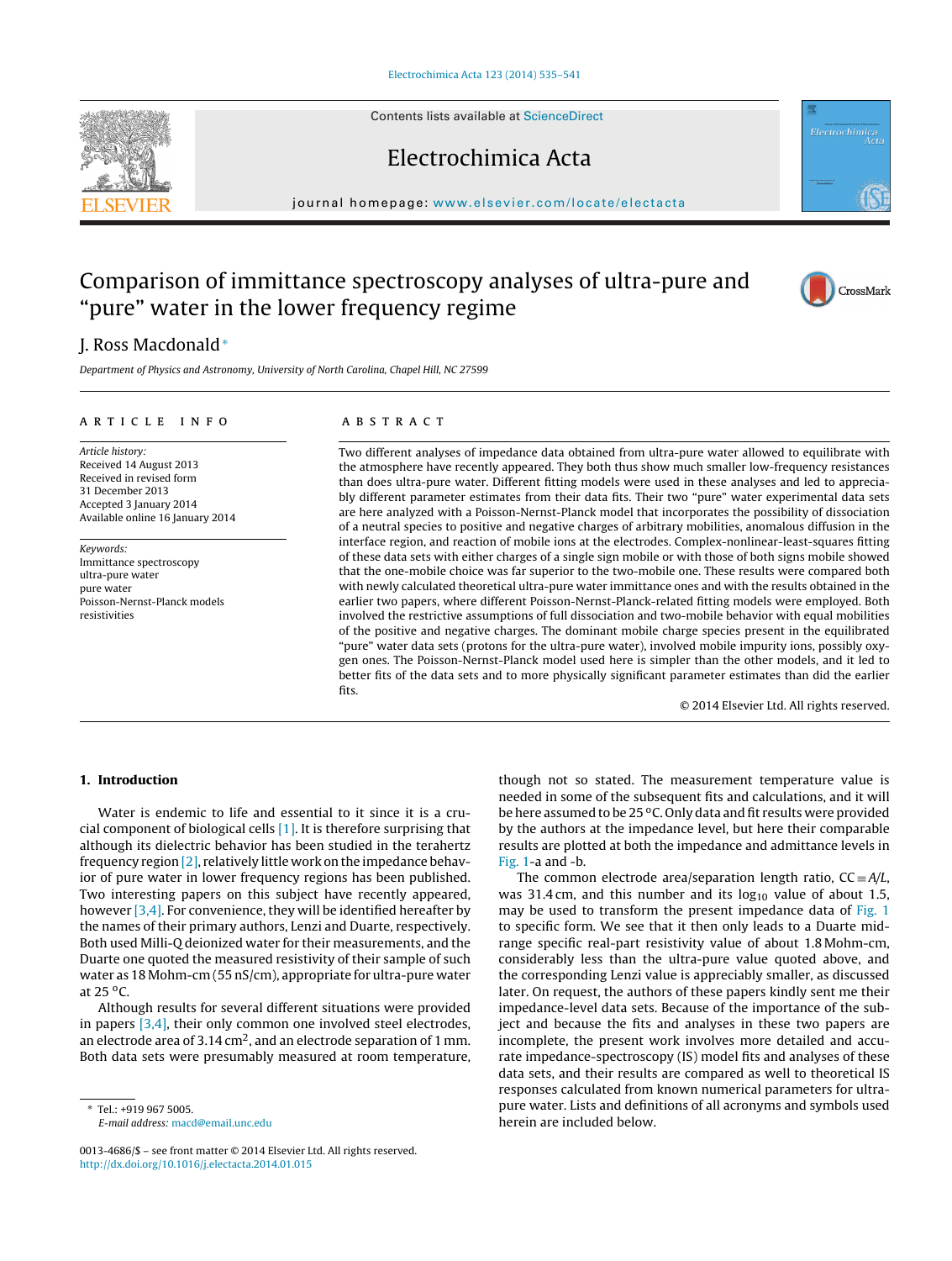# Comparison of immittance spectroscopy analyses of ultra-pure and "pure" water in the lower frequency regime

J. Ross Macdonald *

*Department of Physics and Astronomy, University of North Carolina, Chapel Hill, NC 27599*

**ARTICLE INFO**

*Article history:*
Received 14 August 2013
Received in revised form
31 December 2013
Accepted 3 January 2014
Available online 16 January 2014

*Keywords:*
Immittance spectroscopy
ultra-pure water
pure water
Poisson-Nernst-Planck models
resistivities

**ABSTRACT**

Two different analyses of impedance data obtained from ultra-pure water allowed to equilibrate with the atmosphere have recently appeared. They both thus show much smaller low-frequency resistances than does ultra-pure water. Different fitting models were used in these analyses and led to appreciably different parameter estimates from their data fits. Their two "pure" water experimental data sets are here analyzed with a Poisson-Nernst-Planck model that incorporates the possibility of dissociation of a neutral species to positive and negative charges of arbitrary mobilities, anomalous diffusion in the interface region, and reaction of mobile ions at the electrodes. Complex-nonlinear-least-squares fitting of these data sets with either charges of a single sign mobile or with those of both signs mobile showed that the one-mobile choice was far superior to the two-mobile one. These results were compared both with newly calculated theoretical ultra-pure water immittance ones and with the results obtained in the earlier two papers, where different Poisson-Nernst-Planck-related fitting models were employed. Both involved the restrictive assumptions of full dissociation and two-mobile behavior with equal mobilities of the positive and negative charges. The dominant mobile charge species present in the equilibrated "pure" water data sets (protons for the ultra-pure water), involved mobile impurity ions, possibly oxygen ones. The Poisson-Nernst-Planck model used here is simpler than the other models, and it led to better fits of the data sets and to more physically significant parameter estimates than did the earlier fits.

© 2014 Elsevier Ltd. All rights reserved.

## 1. Introduction

Water is endemic to life and essential to it since it is a crucial component of biological cells [1]. It is therefore surprising that although its dielectric behavior has been studied in the terahertz frequency region [2], relatively little work on the impedance behavior of pure water in lower frequency regions has been published. Two interesting papers on this subject have recently appeared, however [3,4]. For convenience, they will be identified hereafter by the names of their primary authors, Lenzi and Duarte, respectively. Both used Milli-Q deionized water for their measurements, and the Duarte one quoted the measured resistivity of their sample of such water as 18 Mohm-cm (55 nS/cm), appropriate for ultra-pure water at 25 °C.

Although results for several different situations were provided in papers [3,4], their only common one involved steel electrodes, an electrode area of 3.14 cm$^2$, and an electrode separation of 1 mm. Both data sets were presumably measured at room temperature, though not so stated. The measurement temperature value is needed in some of the subsequent fits and calculations, and it will be here assumed to be 25 °C. Only data and fit results were provided by the authors at the impedance level, but here their comparable results are plotted at both the impedance and admittance levels in Fig. 1-a and -b.

The common electrode area/separation length ratio, CC ≡ $A/L$, was 31.4 cm, and this number and its $\log_{10}$ value of about 1.5, may be used to transform the present impedance data of Fig. 1 to specific form. We see that it then only leads to a Duarte mid-range specific real-part resistivity value of about 1.8 Mohm-cm, considerably less than the ultra-pure value quoted above, and the corresponding Lenzi value is appreciably smaller, as discussed later. On request, the authors of these papers kindly sent me their impedance-level data sets. Because of the importance of the subject and because the fits and analyses in these two papers are incomplete, the present work involves more detailed and accurate impedance-spectroscopy (IS) model fits and analyses of these data sets, and their results are compared as well to theoretical IS responses calculated from known numerical parameters for ultra-pure water. Lists and definitions of all acronyms and symbols used herein are included below.

---

* Tel.: +919 967 5005.
*E-mail address:* macd@email.unc.edu

0013-4686/$ – see front matter © 2014 Elsevier Ltd. All rights reserved.
http://dx.doi.org/10.1016/j.electacta.2014.01.015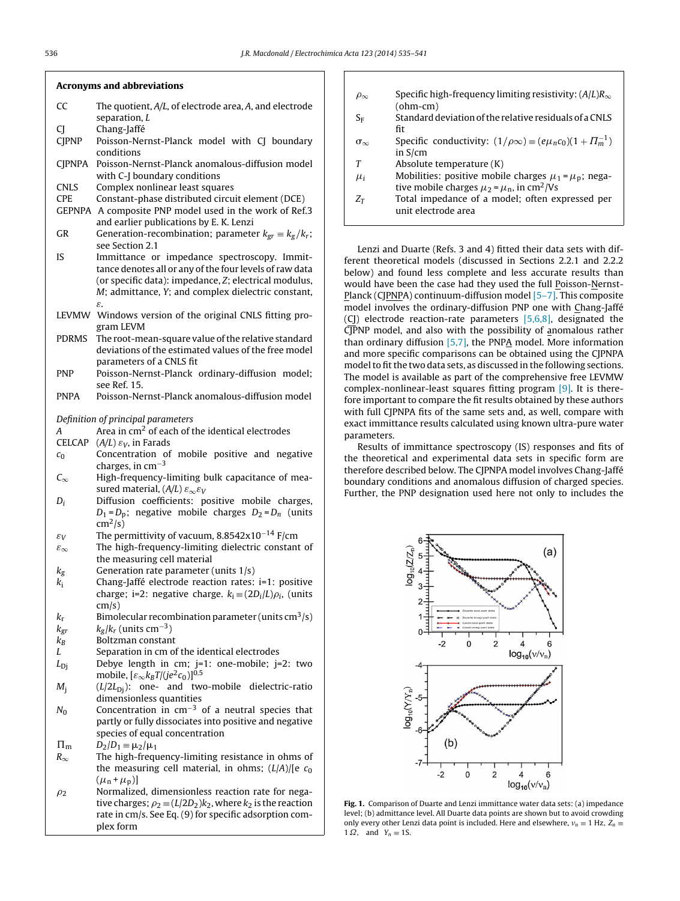## Acronyms and abbreviations

| | |
|---|---|
| CC | The quotient, $A/L$, of electrode area, $A$, and electrode separation, $L$ |
| CJ | Chang-Jaffé |
| CJPNP | Poisson-Nernst-Planck model with CJ boundary conditions |
| CJPNPA | Poisson-Nernst-Planck anomalous-diffusion model with C-J boundary conditions |
| CNLS | Complex nonlinear least squares |
| CPE | Constant-phase distributed circuit element (DCE) |
| GEPNPA | A composite PNP model used in the work of Ref.3 and earlier publications by E. K. Lenzi |
| GR | Generation-recombination; parameter $k_{gr} \equiv k_g/k_r$; see Section 2.1 |
| IS | Immittance or impedance spectroscopy. Immittance denotes all or any of the four levels of raw data (or specific data): impedance, $Z$; electrical modulus, $M$; admittance, $Y$; and complex dielectric constant, $\varepsilon$. |
| LEVMW | Windows version of the original CNLS fitting program LEVM |
| PDRMS | The root-mean-square value of the relative standard deviations of the estimated values of the free model parameters of a CNLS fit |
| PNP | Poisson-Nernst-Planck ordinary-diffusion model; see Ref. 15. |
| PNPA | Poisson-Nernst-Planck anomalous-diffusion model |

*Definition of principal parameters*

| | |
|---|---|
| $A$ | Area in cm$^2$ of each of the identical electrodes |
| CELCAP | $(A/L)\ \varepsilon_V$, in Farads |
| $c_0$ | Concentration of mobile positive and negative charges, in cm$^{-3}$ |
| $C_\infty$ | High-frequency-limiting bulk capacitance of measured material, $(A/L)\ \varepsilon_\infty \varepsilon_V$ |
| $D_i$ | Diffusion coefficients: positive mobile charges, $D_1 = D_p$; negative mobile charges $D_2 = D_n$ (units cm$^2$/s) |
| $\varepsilon_V$ | The permittivity of vacuum, 8.8542x10$^{-14}$ F/cm |
| $\varepsilon_\infty$ | The high-frequency-limiting dielectric constant of the measuring cell material |
| $k_g$ | Generation rate parameter (units 1/s) |
| $k_i$ | Chang-Jaffé electrode reaction rates: i=1: positive charge; i=2: negative charge. $k_i \equiv (2D_i/L)\rho_i$, (units cm/s) |
| $k_r$ | Bimolecular recombination parameter (units cm$^3$/s) |
| $k_{gr}$ | $k_g/k_r$ (units cm$^{-3}$) |
| $k_B$ | Boltzman constant |
| $L$ | Separation in cm of the identical electrodes |
| $L_{Dj}$ | Debye length in cm; j=1: one-mobile; j=2: two mobile, $[\varepsilon_\infty k_B T/(je^2 c_0)]^{0.5}$ |
| $M_j$ | $(L/2L_{Dj})$: one- and two-mobile dielectric-ratio dimensionless quantities |
| $N_0$ | Concentration in cm$^{-3}$ of a neutral species that partly or fully dissociates into positive and negative species of equal concentration |
| $\Pi_m$ | $D_2/D_1 \equiv \mu_2/\mu_1$ |
| $R_\infty$ | The high-frequency-limiting resistance in ohms of the measuring cell material, in ohms; $(L/A)/[e\ c_0\ (\mu_n + \mu_p)]$ |
| $\rho_2$ | Normalized, dimensionless reaction rate for negative charges; $\rho_2 \equiv (L/2D_2)k_2$, where $k_2$ is the reaction rate in cm/s. See Eq. (9) for specific adsorption complex form |
| $\rho_\infty$ | Specific high-frequency limiting resistivity: $(A/L)R_\infty$ (ohm-cm) |
| $S_F$ | Standard deviation of the relative residuals of a CNLS fit |
| $\sigma_\infty$ | Specific conductivity: $(1/\rho\infty) \equiv (e\mu_n c_0)(1 + \Pi_m^{-1})$ in S/cm |
| $T$ | Absolute temperature (K) |
| $\mu_i$ | Mobilities: positive mobile charges $\mu_1 = \mu_p$; negative mobile charges $\mu_2 = \mu_n$, in cm$^2$/Vs |
| $Z_T$ | Total impedance of a model; often expressed per unit electrode area |

Lenzi and Duarte (Refs. 3 and 4) fitted their data sets with different theoretical models (discussed in Sections 2.2.1 and 2.2.2 below) and found less complete and less accurate results than would have been the case had they used the full Poisson-Nernst-Planck (CJPNPA) continuum-diffusion model [5–7]. This composite model involves the ordinary-diffusion PNP one with Chang-Jaffé (CJ) electrode reaction-rate parameters [5,6,8], designated the CJPNP model, and also with the possibility of anomalous rather than ordinary diffusion [5,7], the PNPA model. More information and more specific comparisons can be obtained using the CJPNPA model to fit the two data sets, as discussed in the following sections. The model is available as part of the comprehensive free LEVMW complex-nonlinear-least squares fitting program [9]. It is therefore important to compare the fit results obtained by these authors with full CJPNPA fits of the same sets and, as well, compare with exact immittance results calculated using known ultra-pure water parameters.

Results of immittance spectroscopy (IS) responses and fits of the theoretical and experimental data sets in specific form are therefore described below. The CJPNPA model involves Chang-Jaffé boundary conditions and anomalous diffusion of charged species. Further, the PNP designation used here not only to includes the

**Fig. 1.** Comparison of Duarte and Lenzi immittance water data sets: (a) impedance level; (b) admittance level. All Duarte data points are shown but to avoid crowding only every other Lenzi data point is included. Here and elsewhere, $\nu_n \equiv 1$ Hz, $Z_n \equiv 1\,\Omega$, and $Y_n \equiv 1$S.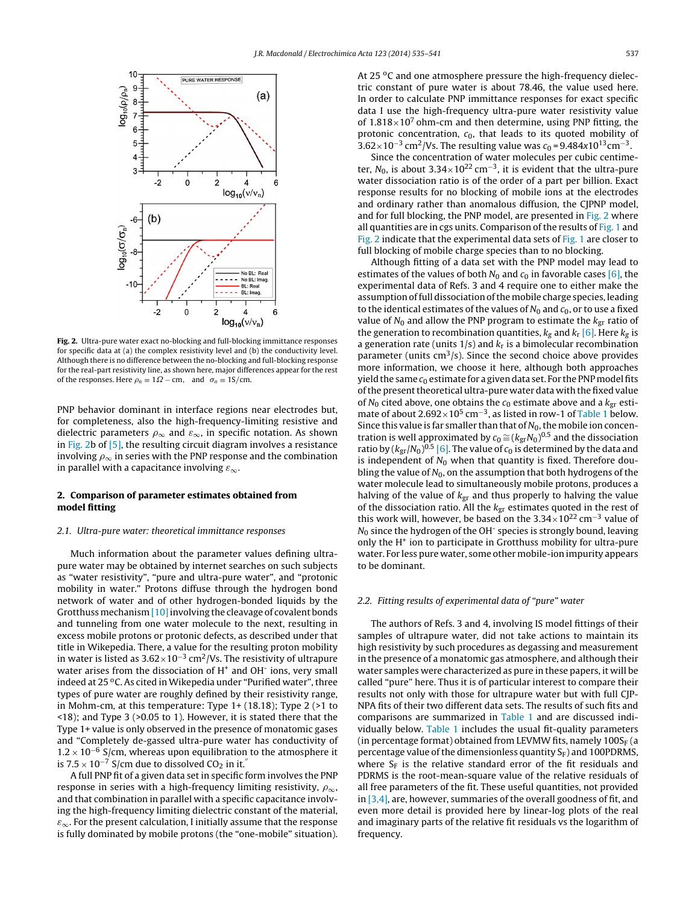**Fig. 2.** Ultra-pure water exact no-blocking and full-blocking immittance responses for specific data at (a) the complex resistivity level and (b) the conductivity level. Although there is no difference between the no-blocking and full-blocking response for the real-part resistivity line, as shown here, major differences appear for the rest of the responses. Here $\rho_n \equiv 1\Omega - \text{cm}$, and $\sigma_n \equiv 1\text{S/cm}$.

PNP behavior dominant in interface regions near electrodes but, for completeness, also the high-frequency-limiting resistive and dielectric parameters $\rho_\infty$ and $\varepsilon_\infty$, in specific notation. As shown in Fig. 2b of [5], the resulting circuit diagram involves a resistance involving $\rho_\infty$ in series with the PNP response and the combination in parallel with a capacitance involving $\varepsilon_\infty$.

## 2. Comparison of parameter estimates obtained from model fitting

### 2.1. Ultra-pure water: theoretical immittance responses

Much information about the parameter values defining ultra-pure water may be obtained by internet searches on such subjects as "water resistivity", "pure and ultra-pure water", and "protonic mobility in water." Protons diffuse through the hydrogen bond network of water and of other hydrogen-bonded liquids by the Grotthuss mechanism [10] involving the cleavage of covalent bonds and tunneling from one water molecule to the next, resulting in excess mobile protons or protonic defects, as described under that title in Wikepedia. There, a value for the resulting proton mobility in water is listed as $3.62\times10^{-3}$ $\text{cm}^2/\text{Vs}$. The resistivity of ultrapure water arises from the dissociation of $H^+$ and $OH^-$ ions, very small indeed at 25 °C. As cited in Wikepedia under "Purified water", three types of pure water are roughly defined by their resistivity range, in Mohm-cm, at this temperature: Type 1+ (18.18); Type 2 (>1 to <18); and Type 3 (>0.05 to 1). However, it is stated there that the Type 1+ value is only observed in the presence of monatomic gases and "Completely de-gassed ultra-pure water has conductivity of $1.2\times10^{-6}$ S/cm, whereas upon equilibration to the atmosphere it is $7.5\times10^{-7}$ S/cm due to dissolved $CO_2$ in it."

A full PNP fit of a given data set in specific form involves the PNP response in series with a high-frequency limiting resistivity, $\rho_\infty$, and that combination in parallel with a specific capacitance involving the high-frequency limiting dielectric constant of the material, $\varepsilon_\infty$. For the present calculation, I initially assume that the response is fully dominated by mobile protons (the "one-mobile" situation). At 25 °C and one atmosphere pressure the high-frequency dielectric constant of pure water is about 78.46, the value used here. In order to calculate PNP immittance responses for exact specific data I use the high-frequency ultra-pure water resistivity value of $1.818\times10^7$ ohm-cm and then determine, using PNP fitting, the protonic concentration, $c_0$, that leads to its quoted mobility of $3.62\times10^{-3}$ $\text{cm}^2/\text{Vs}$. The resulting value was $c_0 = 9.484x10^{13}\text{cm}^{-3}$.

Since the concentration of water molecules per cubic centimeter, $N_0$, is about $3.34\times10^{22}$ $\text{cm}^{-3}$, it is evident that the ultra-pure water dissociation ratio is of the order of a part per billion. Exact response results for no blocking of mobile ions at the electrodes and ordinary rather than anomalous diffusion, the CJPNP model, and for full blocking, the PNP model, are presented in Fig. 2 where all quantities are in cgs units. Comparison of the results of Fig. 1 and Fig. 2 indicate that the experimental data sets of Fig. 1 are closer to full blocking of mobile charge species than to no blocking.

Although fitting of a data set with the PNP model may lead to estimates of the values of both $N_0$ and $c_0$ in favorable cases [6], the experimental data of Refs. 3 and 4 require one to either make the assumption of full dissociation of the mobile charge species, leading to the identical estimates of $N_0$ and $c_0$, or to use a fixed value of $N_0$ and allow the PNP program to estimate the $k_{gr}$ ratio of the generation to recombination quantities, $k_g$ and $k_r$ [6]. Here $k_g$ is a generation rate (units 1/s) and $k_r$ is a bimolecular recombination parameter (units $\text{cm}^3/\text{s}$). Since the second choice above provides more information, we choose it here, although both approaches yield the same $c_0$ estimate for a given data set. For the PNP model fits of the present theoretical ultra-pure water data with the fixed value of $N_0$ cited above, one obtains the $c_0$ estimate above and a $k_{gr}$ estimate of about $2.692\times10^5$ $\text{cm}^{-3}$, as listed in row-1 of Table 1 below. Since this value is far smaller than that of $N_0$, the mobile ion concentration is well approximated by $c_0 \cong (k_{gr}N_0)^{0.5}$ and the dissociation ratio by $(k_{gr}/N_0)^{0.5}$ [6]. The value of $c_0$ is determined by the data and is independent of $N_0$ when that quantity is fixed. Therefore doubling the value of $N_0$, on the assumption that both hydrogens of the water molecule lead to simultaneously mobile protons, produces a halving of the value of $k_{gr}$ and thus properly to halving the value of the dissociation ratio. All the $k_{gr}$ estimates quoted in the rest of this work will, however, be based on the $3.34\times10^{22}$ $\text{cm}^{-3}$ value of $N_0$ since the hydrogen of the $OH^-$ species is strongly bound, leaving only the $H^+$ ion to participate in Grotthuss mobility for ultra-pure water. For less pure water, some other mobile-ion impurity appears to be dominant.

### 2.2. Fitting results of experimental data of "pure" water

The authors of Refs. 3 and 4, involving IS model fittings of their samples of ultrapure water, did not take actions to maintain its high resistivity by such procedures as degassing and measurement in the presence of a monatomic gas atmosphere, and although their water samples were characterized as pure in these papers, it will be called "pure" here. Thus it is of particular interest to compare their results not only with those for ultrapure water but with full CJPNPA fits of their two different data sets. The results of such fits and comparisons are summarized in Table 1 and are discussed individually below. Table 1 includes the usual fit-quality parameters (in percentage format) obtained from LEVMW fits, namely $100S_F$ (a percentage value of the dimensionless quantity $S_F$) and 100PDRMS, where $S_F$ is the relative standard error of the fit residuals and PDRMS is the root-mean-square value of the relative residuals of all free parameters of the fit. These useful quantities, not provided in [3,4], are, however, summaries of the overall goodness of fit, and even more detail is provided here by linear-log plots of the real and imaginary parts of the relative fit residuals vs the logarithm of frequency.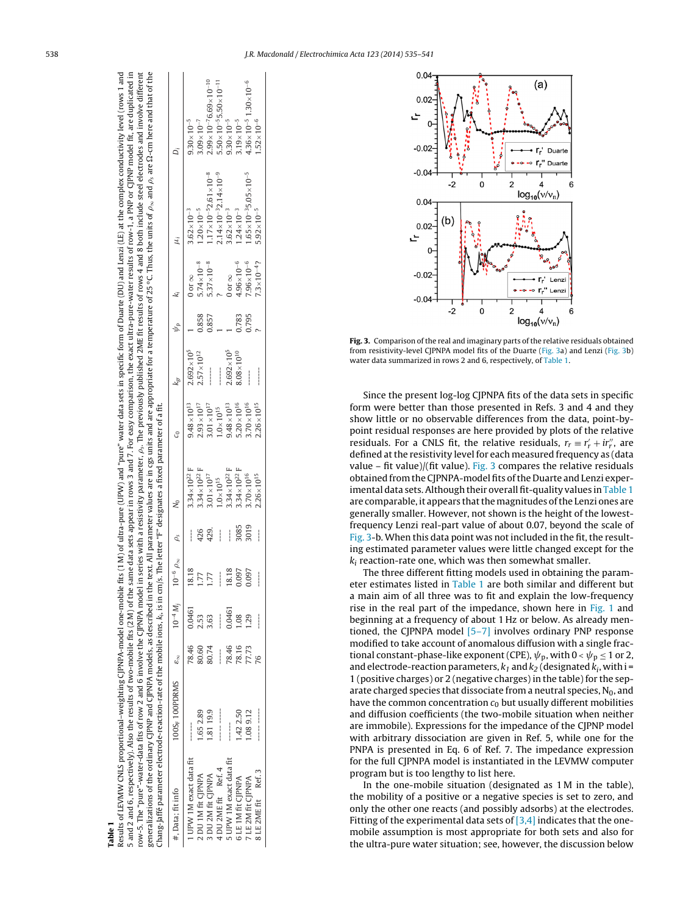**Table 1**

Results of LEVMW CNLS proportional-weighting CJPNPA-model one-mobile fits (1 M) of ultra-pure (UPW) and "pure" water data sets in specific form of Duarte (DU) and Lenzi (LE) at the complex conductivity level (rows 1 and 5 and 2 and 6, respectively). Also the results of two-mobile fits (2 M) of the same data sets appear in rows 3 and 7. For easy comparison, the exact ultra-pure-water results of row-1, a PNP or CJPNP model fit, are duplicated in row-5. The "pure"-water-data fits of row 2 and 6 involve the CJPNPA model in series with a resistivity parameter, $\rho_s$. The previously published 2ME fit results of rows 4 and 8 both include steel electrodes and involve different generalizations of the ordinary CJPNP and CJPNPA models, as described in the text. All parameter values are in cgs units and are appropriate for a temperature of 25 °C. Thus, the units of $\rho_\infty$ and $\rho_s$ are Ω-cm here and that of the Chang-Jaffé parameter electrode-reaction-rate of the mobile ions, $k_i$, is in cm/s. The letter "F" designates a fixed parameter of a fit.

| #, Data; fit info | $100S_F$ 100PDRMS | $\varepsilon_\infty$ | $10^{-4} M_j$ | $10^{-6} \rho_\infty$ | $\rho_s$ | $N_0$ | $c_0$ | $k_{gr}$ | $\psi_p$ | $k_i$ | $\mu_i$ | $D_i$ |
|---|---|---|---|---|---|---|---|---|---|---|---|---|
| 1 UPW 1M exact data fit | ----- | 78.46 | 0.0461 | 18.18 | ---- | $3.34\times10^{22}$ F | $9.48\times10^{13}$ | $2.692\times10^{5}$ | 1 | 0 or ∞ | $3.62\times10^{-3}$ | $9.30\times10^{-5}$ |
| 2 DU 1M fit CJPNPA | 1.65 2.89 | 80.60 | 2.53 | 1.77 | 426 | $3.34\times10^{22}$ F | $2.93\times10^{17}$ | $2.57\times10^{12}$ | 0.858 | $5.74\times10^{-8}$ | $1.20\times10^{-5}$ | $3.09\times10^{-7}$ |
| 3 DU 2M fit CJPNPA | 1.81 19.9 | 80.74 | 3.63 | 1.77 | 429. | $3.01\times10^{17}$ | $3.01\times10^{17}$ | ----- | 0.857 | $5.37\times10^{-8}$ | $1.17\times10^{-5}$ $2.61\times10^{-8}$ | $2.99\times10^{-7}$ $6.69\times10^{-10}$ |
| 4 DU 2ME fit Ref. 4 | ----- ----- | ----- | ----- | ---- | ---- | $1.0\times10^{15}$ | $1.0\times10^{15}$ | ----- | 1 | ? | $2.14\times10^{-3}$ $2.14\times10^{-9}$ | $5.50\times10^{-5}$ $5.50\times10^{-11}$ |
| 5 UPW 1M exact data fit | ----- | 78.46 | 0.0461 | 18.18 | ---- | $3.34\times10^{22}$ F | $9.48\times10^{13}$ | $2.692\times10^{5}$ | 1 | 0 or ∞ | $3.62\times10^{-3}$ | $9.30\times10^{-5}$ |
| 6 LE 1M fit CJPNPA | 1.42 2.50 | 78.16 | 1.08 | 0.097 | 3085 | $3.34\times10^{22}$ F | $5.20\times10^{16}$ | $8.08\times10^{10}$ | 0.783 | $4.96\times10^{-6}$ | $1.24\times10^{-3}$ | $3.19\times10^{-5}$ |
| 7 LE 2M fit CJPNPA | 1.08 9.12 | 77.73 | 1.29 | 0.097 | 3019 | $3.70\times10^{16}$ | $3.70\times10^{16}$ | ----- | 0.795 | $7.96\times10^{-6}$ | $1.65\times10^{-3}$ $5.05\times10^{-5}$ | $4.36\times10^{-5}$ $1.30\times10^{-6}$ |
| 8 LE 2ME fit Ref. 3 | ----- ----- | 76 | ----- | ----- | ---- | $2.26\times10^{15}$ | $2.26\times10^{15}$ | ----- | ? | $7.3\times10^{-4}$ ? | $5.92\times10^{-5}$ | $1.52\times10^{-6}$ |

**Fig. 3.** Comparison of the real and imaginary parts of the relative residuals obtained from resistivity-level CJPNPA model fits of the Duarte (Fig. 3a) and Lenzi (Fig. 3b) water data summarized in rows 2 and 6, respectively, of Table 1.

Since the present log-log CJPNPA fits of the data sets in specific form were better than those presented in Refs. 3 and 4 and they show little or no observable differences from the data, point-by-point residual responses are here provided by plots of the relative residuals. For a CNLS fit, the relative residuals, $r_r \equiv r_r' + ir_r''$, are defined at the resistivity level for each measured frequency as (data value – fit value)/(fit value). Fig. 3 compares the relative residuals obtained from the CJPNPA-model fits of the Duarte and Lenzi experimental data sets. Although their overall fit-quality values in Table 1 are comparable, it appears that the magnitudes of the Lenzi ones are generally smaller. However, not shown is the height of the lowest-frequency Lenzi real-part value of about 0.07, beyond the scale of Fig. 3-b. When this data point was not included in the fit, the resulting estimated parameter values were little changed except for the $k_i$ reaction-rate one, which was then somewhat smaller.

The three different fitting models used in obtaining the parameter estimates listed in Table 1 are both similar and different but a main aim of all three was to fit and explain the low-frequency rise in the real part of the impedance, shown here in Fig. 1 and beginning at a frequency of about 1 Hz or below. As already mentioned, the CJPNPA model [5–7] involves ordinary PNP response modified to take account of anomalous diffusion with a single fractional constant-phase-like exponent (CPE), $\psi_p$, with $0 < \psi_p \leq 1$ or 2, and electrode-reaction parameters, $k_1$ and $k_2$ (designated $k_i$, with i = 1 (positive charges) or 2 (negative charges) in the table) for the separate charged species that dissociate from a neutral species, $N_0$, and have the common concentration $c_0$ but usually different mobilities and diffusion coefficients (the two-mobile situation when neither are immobile). Expressions for the impedance of the CJPNP model with arbitrary dissociation are given in Ref. 5, while one for the PNPA is presented in Eq. 6 of Ref. 7. The impedance expression for the full CJPNPA model is instantiated in the LEVMW computer program but is too lengthy to list here.

In the one-mobile situation (designated as 1 M in the table), the mobility of a positive or a negative species is set to zero, and only the other one reacts (and possibly adsorbs) at the electrodes. Fitting of the experimental data sets of [3,4] indicates that the one-mobile assumption is most appropriate for both sets and also for the ultra-pure water situation; see, however, the discussion below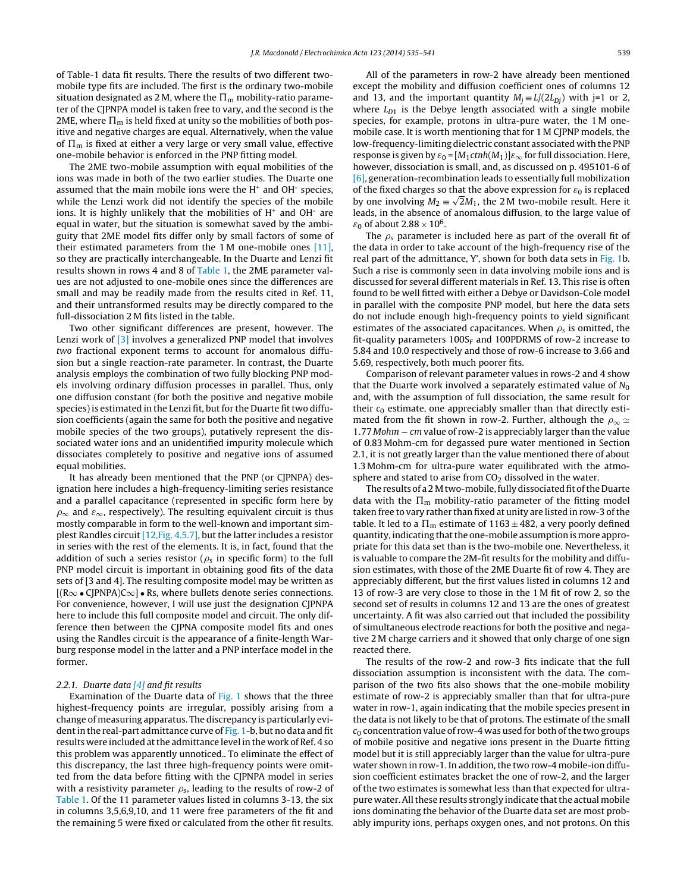of Table-1 data fit results. There the results of two different two-mobile type fits are included. The first is the ordinary two-mobile situation designated as 2 M, where the $\Pi_m$ mobility-ratio parameter of the CJPNPA model is taken free to vary, and the second is the 2ME, where $\Pi_m$ is held fixed at unity so the mobilities of both positive and negative charges are equal. Alternatively, when the value of $\Pi_m$ is fixed at either a very large or very small value, effective one-mobile behavior is enforced in the PNP fitting model.

The 2ME two-mobile assumption with equal mobilities of the ions was made in both of the two earlier studies. The Duarte one assumed that the main mobile ions were the $H^+$ and $OH^-$ species, while the Lenzi work did not identify the species of the mobile ions. It is highly unlikely that the mobilities of $H^+$ and $OH^-$ are equal in water, but the situation is somewhat saved by the ambiguity that 2ME model fits differ only by small factors of some of their estimated parameters from the 1 M one-mobile ones [11], so they are practically interchangeable. In the Duarte and Lenzi fit results shown in rows 4 and 8 of Table 1, the 2ME parameter values are not adjusted to one-mobile ones since the differences are small and may be readily made from the results cited in Ref. 11, and their untransformed results may be directly compared to the full-dissociation 2 M fits listed in the table.

Two other significant differences are present, however. The Lenzi work of [3] involves a generalized PNP model that involves *two* fractional exponent terms to account for anomalous diffusion but a single reaction-rate parameter. In contrast, the Duarte analysis employs the combination of two fully blocking PNP models involving ordinary diffusion processes in parallel. Thus, only one diffusion constant (for both the positive and negative mobile species) is estimated in the Lenzi fit, but for the Duarte fit two diffusion coefficients (again the same for both the positive and negative mobile species of the two groups), putatively represent the dissociated water ions and an unidentified impurity molecule which dissociates completely to positive and negative ions of assumed equal mobilities.

It has already been mentioned that the PNP (or CJPNPA) designation here includes a high-frequency-limiting series resistance and a parallel capacitance (represented in specific form here by $\rho_\infty$ and $\varepsilon_\infty$, respectively). The resulting equivalent circuit is thus mostly comparable in form to the well-known and important simplest Randles circuit [12,Fig. 4.5.7], but the latter includes a resistor in series with the rest of the elements. It is, in fact, found that the addition of such a series resistor ($\rho_s$ in specific form) to the full PNP model circuit is important in obtaining good fits of the data sets of [3 and 4]. The resulting composite model may be written as $[(R\infty \bullet \text{CJPNPA})C\infty] \bullet Rs$, where bullets denote series connections. For convenience, however, I will use just the designation CJPNPA here to include this full composite model and circuit. The only difference then between the CJPNA composite model fits and ones using the Randles circuit is the appearance of a finite-length Warburg response model in the latter and a PNP interface model in the former.

#### 2.2.1. Duarte data [4] and fit results

Examination of the Duarte data of Fig. 1 shows that the three highest-frequency points are irregular, possibly arising from a change of measuring apparatus. The discrepancy is particularly evident in the real-part admittance curve of Fig. 1-b, but no data and fit results were included at the admittance level in the work of Ref. 4 so this problem was apparently unnoticed.. To eliminate the effect of this discrepancy, the last three high-frequency points were omitted from the data before fitting with the CJPNPA model in series with a resistivity parameter $\rho_s$, leading to the results of row-2 of Table 1. Of the 11 parameter values listed in columns 3-13, the six in columns 3,5,6,9,10, and 11 were free parameters of the fit and the remaining 5 were fixed or calculated from the other fit results.

All of the parameters in row-2 have already been mentioned except the mobility and diffusion coefficient ones of columns 12 and 13, and the important quantity $M_j \equiv L/(2L_{Dj})$ with j=1 or 2, where $L_{D1}$ is the Debye length associated with a single mobile species, for example, protons in ultra-pure water, the 1 M one-mobile case. It is worth mentioning that for 1 M CJPNP models, the low-frequency-limiting dielectric constant associated with the PNP response is given by $\varepsilon_0 = [M_1 ctnh(M_1)]\varepsilon_\infty$ for full dissociation. Here, however, dissociation is small, and, as discussed on p. 495101-6 of [6], generation-recombination leads to essentially full mobilization of the fixed charges so that the above expression for $\varepsilon_0$ is replaced by one involving $M_2 \equiv \sqrt{2}M_1$, the 2 M two-mobile result. Here it leads, in the absence of anomalous diffusion, to the large value of $\varepsilon_0$ of about $2.88 \times 10^6$.

The $\rho_s$ parameter is included here as part of the overall fit of the data in order to take account of the high-frequency rise of the real part of the admittance, Y', shown for both data sets in Fig. 1b. Such a rise is commonly seen in data involving mobile ions and is discussed for several different materials in Ref. 13. This rise is often found to be well fitted with either a Debye or Davidson-Cole model in parallel with the composite PNP model, but here the data sets do not include enough high-frequency points to yield significant estimates of the associated capacitances. When $\rho_s$ is omitted, the fit-quality parameters $100S_F$ and 100PDRMS of row-2 increase to 5.84 and 10.0 respectively and those of row-6 increase to 3.66 and 5.69, respectively, both much poorer fits.

Comparison of relevant parameter values in rows-2 and 4 show that the Duarte work involved a separately estimated value of $N_0$ and, with the assumption of full dissociation, the same result for their $c_0$ estimate, one appreciably smaller than that directly estimated from the fit shown in row-2. Further, although the $\rho_\infty \simeq 1.77$ *Mohm − cm* value of row-2 is appreciably larger than the value of 0.83 Mohm-cm for degassed pure water mentioned in Section 2.1, it is not greatly larger than the value mentioned there of about 1.3 Mohm-cm for ultra-pure water equilibrated with the atmosphere and stated to arise from $CO_2$ dissolved in the water.

The results of a 2 M two-mobile, fully dissociated fit of the Duarte data with the $\Pi_m$ mobility-ratio parameter of the fitting model taken free to vary rather than fixed at unity are listed in row-3 of the table. It led to a $\Pi_m$ estimate of $1163 \pm 482$, a very poorly defined quantity, indicating that the one-mobile assumption is more appropriate for this data set than is the two-mobile one. Nevertheless, it is valuable to compare the 2M-fit results for the mobility and diffusion estimates, with those of the 2ME Duarte fit of row 4. They are appreciably different, but the first values listed in columns 12 and 13 of row-3 are very close to those in the 1 M fit of row 2, so the second set of results in columns 12 and 13 are the ones of greatest uncertainty. A fit was also carried out that included the possibility of simultaneous electrode reactions for both the positive and negative 2 M charge carriers and it showed that only charge of one sign reacted there.

The results of the row-2 and row-3 fits indicate that the full dissociation assumption is inconsistent with the data. The comparison of the two fits also shows that the one-mobile mobility estimate of row-2 is appreciably smaller than that for ultra-pure water in row-1, again indicating that the mobile species present in the data is not likely to be that of protons. The estimate of the small $c_0$ concentration value of row-4 was used for both of the two groups of mobile positive and negative ions present in the Duarte fitting model but it is still appreciably larger than the value for ultra-pure water shown in row-1. In addition, the two row-4 mobile-ion diffusion coefficient estimates bracket the one of row-2, and the larger of the two estimates is somewhat less than that expected for ultra-pure water. All these results strongly indicate that the actual mobile ions dominating the behavior of the Duarte data set are most probably impurity ions, perhaps oxygen ones, and not protons. On this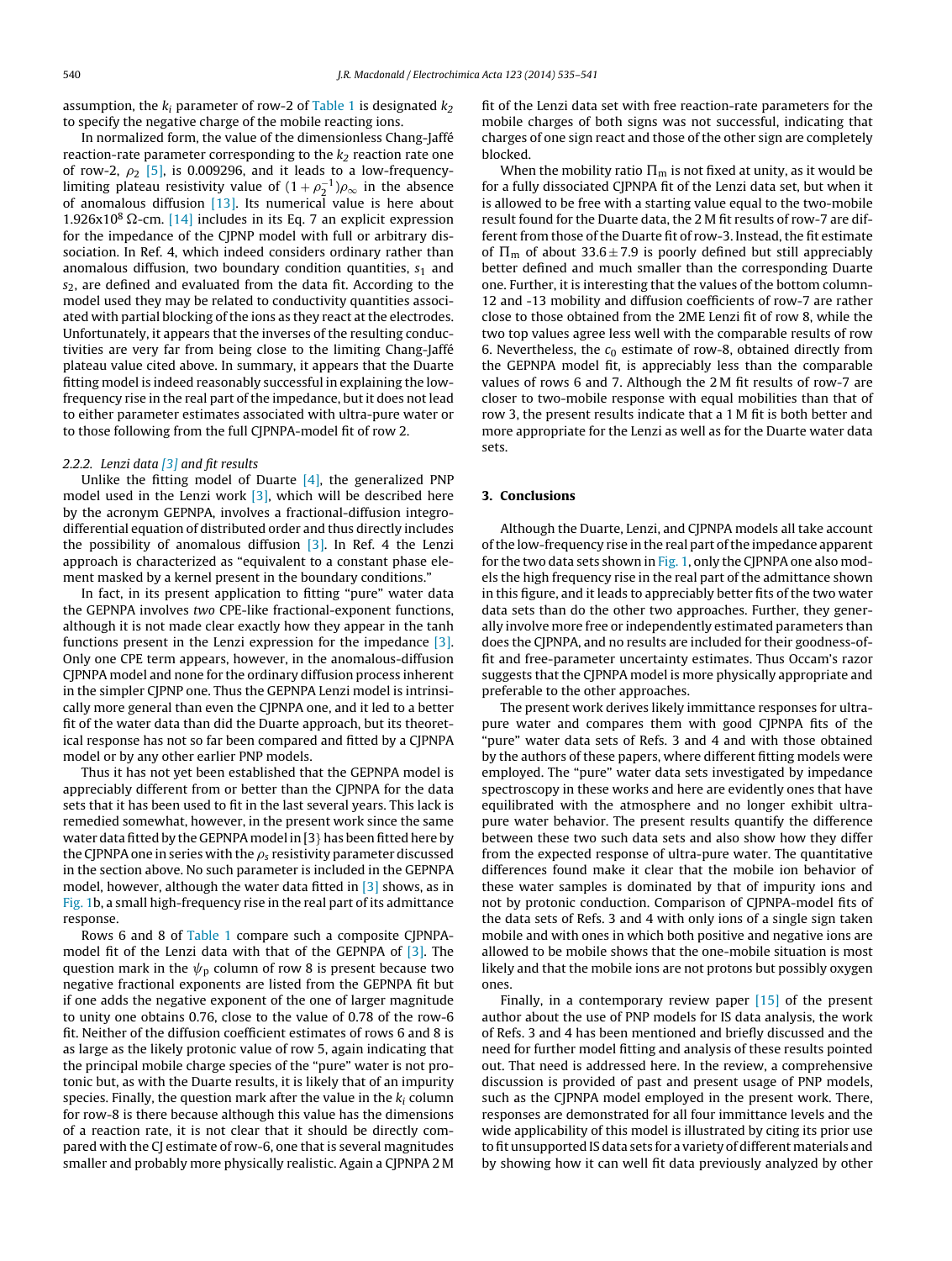assumption, the $k_i$ parameter of row-2 of Table 1 is designated $k_2$ to specify the negative charge of the mobile reacting ions.

In normalized form, the value of the dimensionless Chang-Jaffé reaction-rate parameter corresponding to the $k_2$ reaction rate one of row-2, $\rho_2$ [5], is 0.009296, and it leads to a low-frequency-limiting plateau resistivity value of $(1+\rho_2^{-1})\rho_\infty$ in the absence of anomalous diffusion [13]. Its numerical value is here about $1.926 \times 10^8$ Ω-cm. [14] includes in its Eq. 7 an explicit expression for the impedance of the CJPNP model with full or arbitrary dissociation. In Ref. 4, which indeed considers ordinary rather than anomalous diffusion, two boundary condition quantities, $s_1$ and $s_2$, are defined and evaluated from the data fit. According to the model used they may be related to conductivity quantities associated with partial blocking of the ions as they react at the electrodes. Unfortunately, it appears that the inverses of the resulting conductivities are very far from being close to the limiting Chang-Jaffé plateau value cited above. In summary, it appears that the Duarte fitting model is indeed reasonably successful in explaining the low-frequency rise in the real part of the impedance, but it does not lead to either parameter estimates associated with ultra-pure water or to those following from the full CJPNPA-model fit of row 2.

### 2.2.2. Lenzi data [3] and fit results

Unlike the fitting model of Duarte [4], the generalized PNP model used in the Lenzi work [3], which will be described here by the acronym GEPNPA, involves a fractional-diffusion integro-differential equation of distributed order and thus directly includes the possibility of anomalous diffusion [3]. In Ref. 4 the Lenzi approach is characterized as "equivalent to a constant phase element masked by a kernel present in the boundary conditions."

In fact, in its present application to fitting "pure" water data the GEPNPA involves *two* CPE-like fractional-exponent functions, although it is not made clear exactly how they appear in the tanh functions present in the Lenzi expression for the impedance [3]. Only one CPE term appears, however, in the anomalous-diffusion CJPNPA model and none for the ordinary diffusion process inherent in the simpler CJPNP one. Thus the GEPNPA Lenzi model is intrinsically more general than even the CJPNPA one, and it led to a better fit of the water data than did the Duarte approach, but its theoretical response has not so far been compared and fitted by a CJPNPA model or by any other earlier PNP models.

Thus it has not yet been established that the GEPNPA model is appreciably different from or better than the CJPNPA for the data sets that it has been used to fit in the last several years. This lack is remedied somewhat, however, in the present work since the same water data fitted by the GEPNPA model in [3} has been fitted here by the CJPNPA one in series with the $\rho_s$ resistivity parameter discussed in the section above. No such parameter is included in the GEPNPA model, however, although the water data fitted in [3] shows, as in Fig. 1b, a small high-frequency rise in the real part of its admittance response.

Rows 6 and 8 of Table 1 compare such a composite CJPNPA-model fit of the Lenzi data with that of the GEPNPA of [3]. The question mark in the $\psi_p$ column of row 8 is present because two negative fractional exponents are listed from the GEPNPA fit but if one adds the negative exponent of the one of larger magnitude to unity one obtains 0.76, close to the value of 0.78 of the row-6 fit. Neither of the diffusion coefficient estimates of rows 6 and 8 is as large as the likely protonic value of row 5, again indicating that the principal mobile charge species of the "pure" water is not protonic but, as with the Duarte results, it is likely that of an impurity species. Finally, the question mark after the value in the $k_i$ column for row-8 is there because although this value has the dimensions of a reaction rate, it is not clear that it should be directly compared with the CJ estimate of row-6, one that is several magnitudes smaller and probably more physically realistic. Again a CJPNPA 2 M fit of the Lenzi data set with free reaction-rate parameters for the mobile charges of both signs was not successful, indicating that charges of one sign react and those of the other sign are completely blocked.

When the mobility ratio $\Pi_m$ is not fixed at unity, as it would be for a fully dissociated CJPNPA fit of the Lenzi data set, but when it is allowed to be free with a starting value equal to the two-mobile result found for the Duarte data, the 2 M fit results of row-7 are different from those of the Duarte fit of row-3. Instead, the fit estimate of $\Pi_m$ of about $33.6 \pm 7.9$ is poorly defined but still appreciably better defined and much smaller than the corresponding Duarte one. Further, it is interesting that the values of the bottom column-12 and -13 mobility and diffusion coefficients of row-7 are rather close to those obtained from the 2ME Lenzi fit of row 8, while the two top values agree less well with the comparable results of row 6. Nevertheless, the $c_0$ estimate of row-8, obtained directly from the GEPNPA model fit, is appreciably less than the comparable values of rows 6 and 7. Although the 2 M fit results of row-7 are closer to two-mobile response with equal mobilities than that of row 3, the present results indicate that a 1 M fit is both better and more appropriate for the Lenzi as well as for the Duarte water data sets.

## 3. Conclusions

Although the Duarte, Lenzi, and CJPNPA models all take account of the low-frequency rise in the real part of the impedance apparent for the two data sets shown in Fig. 1, only the CJPNPA one also models the high frequency rise in the real part of the admittance shown in this figure, and it leads to appreciably better fits of the two water data sets than do the other two approaches. Further, they generally involve more free or independently estimated parameters than does the CJPNPA, and no results are included for their goodness-of-fit and free-parameter uncertainty estimates. Thus Occam's razor suggests that the CJPNPA model is more physically appropriate and preferable to the other approaches.

The present work derives likely immittance responses for ultra-pure water and compares them with good CJPNPA fits of the "pure" water data sets of Refs. 3 and 4 and with those obtained by the authors of these papers, where different fitting models were employed. The "pure" water data sets investigated by impedance spectroscopy in these works and here are evidently ones that have equilibrated with the atmosphere and no longer exhibit ultra-pure water behavior. The present results quantify the difference between these two such data sets and also show how they differ from the expected response of ultra-pure water. The quantitative differences found make it clear that the mobile ion behavior of these water samples is dominated by that of impurity ions and not by protonic conduction. Comparison of CJPNPA-model fits of the data sets of Refs. 3 and 4 with only ions of a single sign taken mobile and with ones in which both positive and negative ions are allowed to be mobile shows that the one-mobile situation is most likely and that the mobile ions are not protons but possibly oxygen ones.

Finally, in a contemporary review paper [15] of the present author about the use of PNP models for IS data analysis, the work of Refs. 3 and 4 has been mentioned and briefly discussed and the need for further model fitting and analysis of these results pointed out. That need is addressed here. In the review, a comprehensive discussion is provided of past and present usage of PNP models, such as the CJPNPA model employed in the present work. There, responses are demonstrated for all four immittance levels and the wide applicability of this model is illustrated by citing its prior use to fit unsupported IS data sets for a variety of different materials and by showing how it can well fit data previously analyzed by other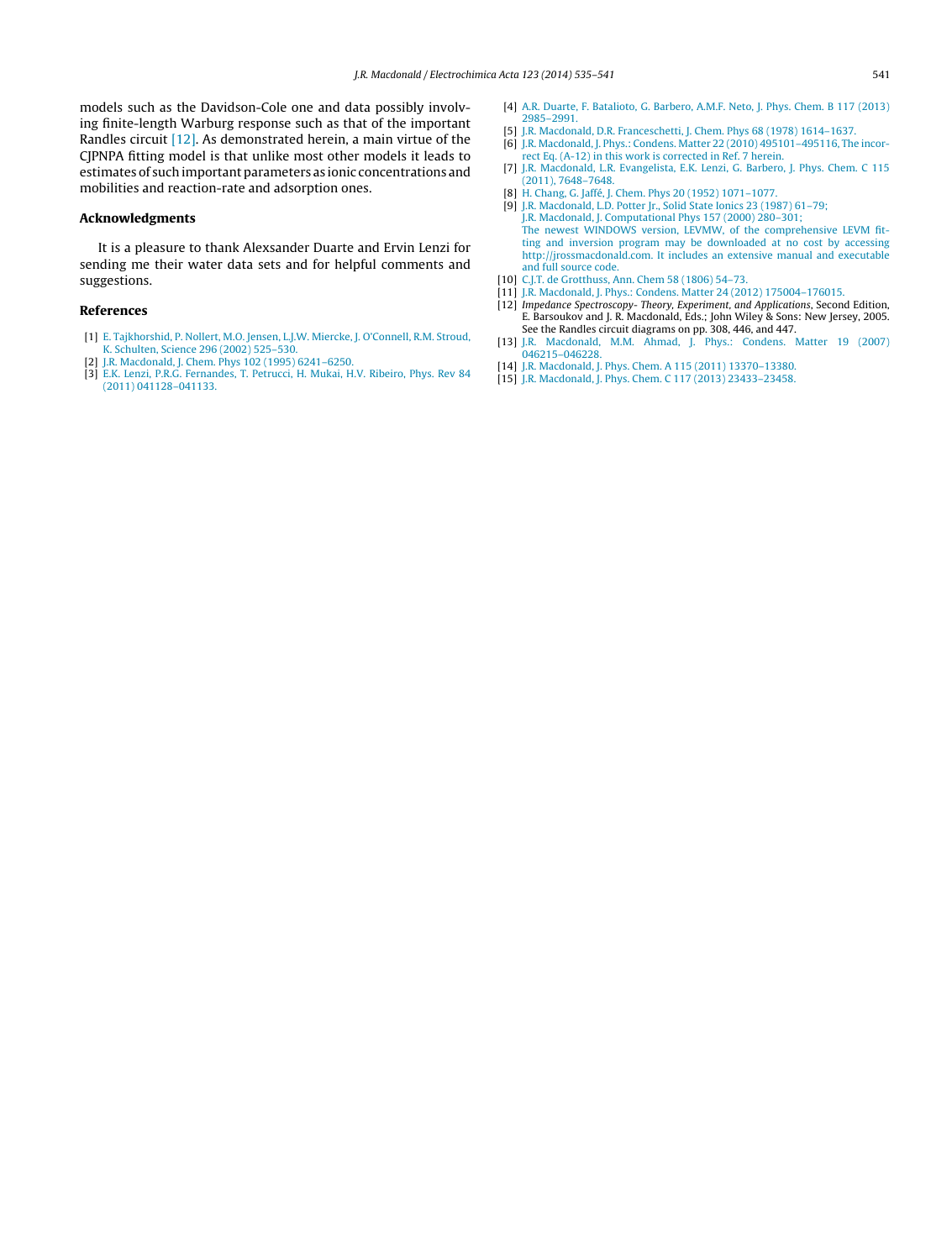models such as the Davidson-Cole one and data possibly involving finite-length Warburg response such as that of the important Randles circuit [12]. As demonstrated herein, a main virtue of the CJPNPA fitting model is that unlike most other models it leads to estimates of such important parameters as ionic concentrations and mobilities and reaction-rate and adsorption ones.

## Acknowledgments

It is a pleasure to thank Alexsander Duarte and Ervin Lenzi for sending me their water data sets and for helpful comments and suggestions.

## References

[1] E. Tajkhorshid, P. Nollert, M.O. Jensen, L.J.W. Miercke, J. O'Connell, R.M. Stroud, K. Schulten, Science 296 (2002) 525–530.
[2] J.R. Macdonald, J. Chem. Phys 102 (1995) 6241–6250.
[3] E.K. Lenzi, P.R.G. Fernandes, T. Petrucci, H. Mukai, H.V. Ribeiro, Phys. Rev 84 (2011) 041128–041133.
[4] A.R. Duarte, F. Batalioto, G. Barbero, A.M.F. Neto, J. Phys. Chem. B 117 (2013) 2985–2991.
[5] J.R. Macdonald, D.R. Franceschetti, J. Chem. Phys 68 (1978) 1614–1637.
[6] J.R. Macdonald, J. Phys.: Condens. Matter 22 (2010) 495101–495116, The incorrect Eq. (A-12) in this work is corrected in Ref. 7 herein.
[7] J.R. Macdonald, L.R. Evangelista, E.K. Lenzi, G. Barbero, J. Phys. Chem. C 115 (2011), 7648–7648.
[8] H. Chang, G. Jaffé, J. Chem. Phys 20 (1952) 1071–1077.
[9] J.R. Macdonald, L.D. Potter Jr., Solid State Ionics 23 (1987) 61–79;
J.R. Macdonald, J. Computational Phys 157 (2000) 280–301;
The newest WINDOWS version, LEVMW, of the comprehensive LEVM fitting and inversion program may be downloaded at no cost by accessing http://jrossmacdonald.com. It includes an extensive manual and executable and full source code.
[10] C.J.T. de Grotthuss, Ann. Chem 58 (1806) 54–73.
[11] J.R. Macdonald, J. Phys.: Condens. Matter 24 (2012) 175004–176015.
[12] *Impedance Spectroscopy- Theory, Experiment, and Applications*, Second Edition, E. Barsoukov and J. R. Macdonald, Eds.; John Wiley & Sons: New Jersey, 2005. See the Randles circuit diagrams on pp. 308, 446, and 447.
[13] J.R. Macdonald, M.M. Ahmad, J. Phys.: Condens. Matter 19 (2007) 046215–046228.
[14] J.R. Macdonald, J. Phys. Chem. A 115 (2011) 13370–13380.
[15] J.R. Macdonald, J. Phys. Chem. C 117 (2013) 23433–23458.